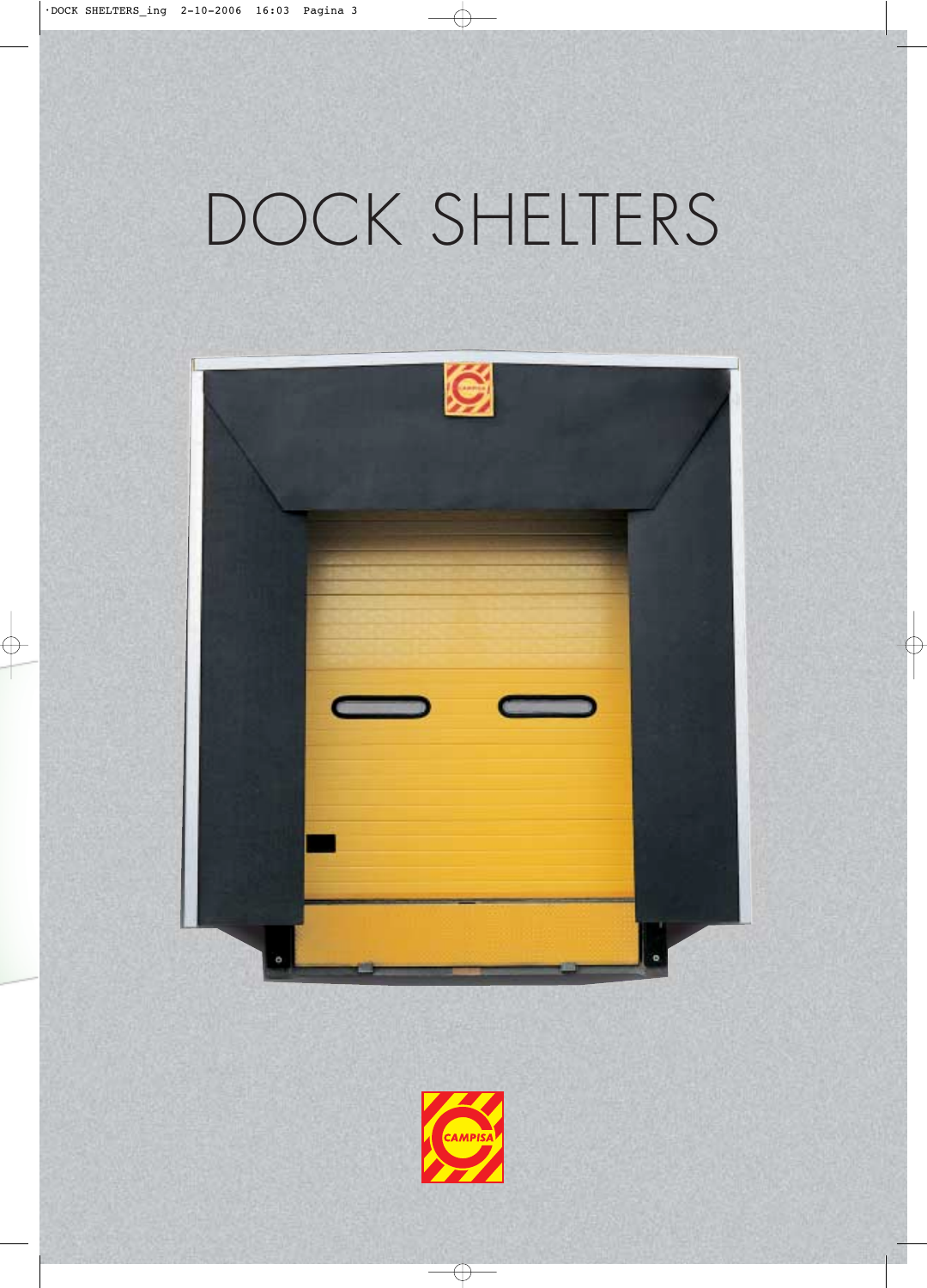# DOCK SHELTERS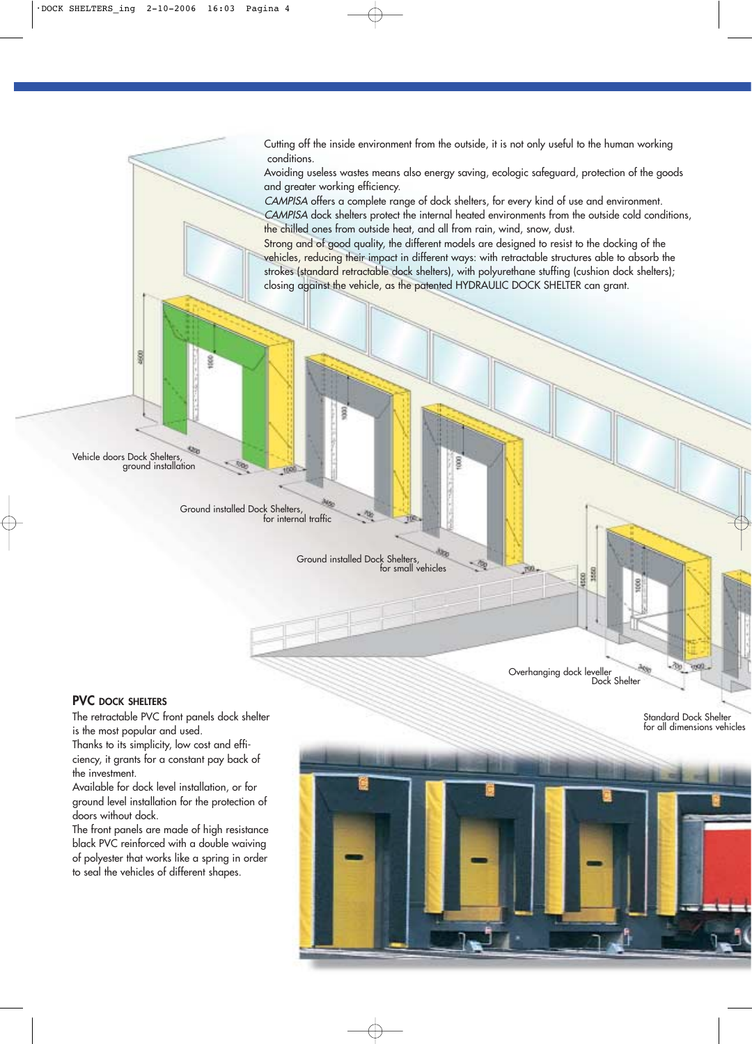Cutting off the inside environment from the outside, it is not only useful to the human working conditions.
Avoiding useless wastes means also energy saving, ecologic safeguard, protection of the goods and greater working efficiency.
*CAMPISA* offers a complete range of dock shelters, for every kind of use and environment.
*CAMPISA* dock shelters protect the internal heated environments from the outside cold conditions, the chilled ones from outside heat, and all from rain, wind, snow, dust.
Strong and of good quality, the different models are designed to resist to the docking of the vehicles, reducing their impact in different ways: with retractable structures able to absorb the strokes (standard retractable dock shelters), with polyurethane stuffing (cushion dock shelters); closing against the vehicle, as the patented HYDRAULIC DOCK SHELTER can grant.

Vehicle doors Dock Shelters, ground installation

Ground installed Dock Shelters, for internal traffic

Ground installed Dock Shelters, for small vehicles

Overhanging dock leveller Dock Shelter

Standard Dock Shelter for all dimensions vehicles

## PVC DOCK SHELTERS

The retractable PVC front panels dock shelter is the most popular and used.
Thanks to its simplicity, low cost and efficiency, it grants for a constant pay back of the investment.
Available for dock level installation, or for ground level installation for the protection of doors without dock.
The front panels are made of high resistance black PVC reinforced with a double waiving of polyester that works like a spring in order to seal the vehicles of different shapes.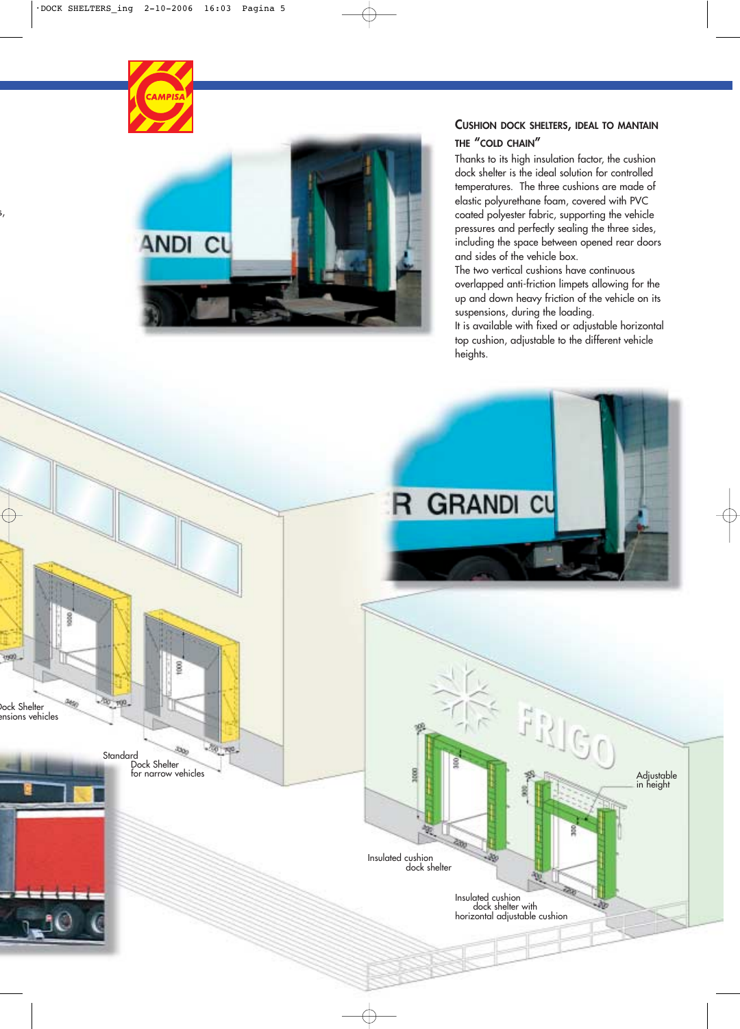## CUSHION DOCK SHELTERS, IDEAL TO MANTAIN THE "COLD CHAIN"

Thanks to its high insulation factor, the cushion dock shelter is the ideal solution for controlled temperatures. The three cushions are made of elastic polyurethane foam, covered with PVC coated polyester fabric, supporting the vehicle pressures and perfectly sealing the three sides, including the space between opened rear doors and sides of the vehicle box.

The two vertical cushions have continuous overlapped anti-friction limpets allowing for the up and down heavy friction of the vehicle on its suspensions, during the loading.

It is available with fixed or adjustable horizontal top cushion, adjustable to the different vehicle heights.

Dock Shelter
ensions vehicles

Standard
Dock Shelter
for narrow vehicles

Adjustable
in height

Insulated cushion
dock shelter

Insulated cushion
dock shelter with
horizontal adjustable cushion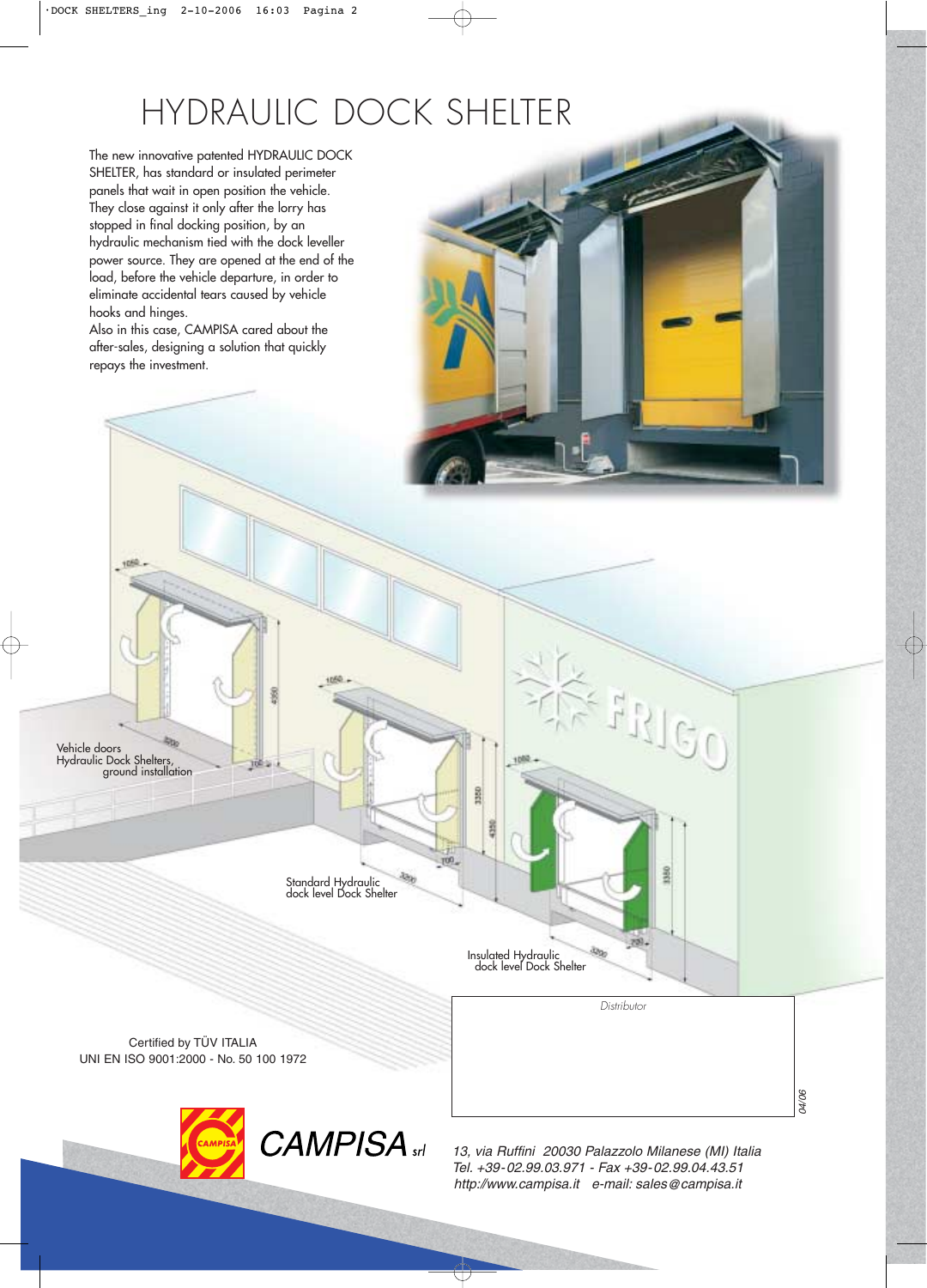# HYDRAULIC DOCK SHELTER

The new innovative patented HYDRAULIC DOCK SHELTER, has standard or insulated perimeter panels that wait in open position the vehicle. They close against it only after the lorry has stopped in final docking position, by an hydraulic mechanism tied with the dock leveller power source. They are opened at the end of the load, before the vehicle departure, in order to eliminate accidental tears caused by vehicle hooks and hinges.
Also in this case, CAMPISA cared about the after-sales, designing a solution that quickly repays the investment.

1050
4350
3200
100
Vehicle doors
Hydraulic Dock Shelters,
ground installation

1050
3350
4350
700
3200
Standard Hydraulic
dock level Dock Shelter

FRIGO

1050
3350
700
3200
Insulated Hydraulic
dock level Dock Shelter

Distributor

Certified by TÜV ITALIA
UNI EN ISO 9001:2000 - No. 50 100 1972

04/06

CAMPISA srl

*13, via Ruffini 20030 Palazzolo Milanese (MI) Italia*
*Tel. +39-02.99.03.971 - Fax +39-02.99.04.43.51*
*http://www.campisa.it e-mail: sales@campisa.it*